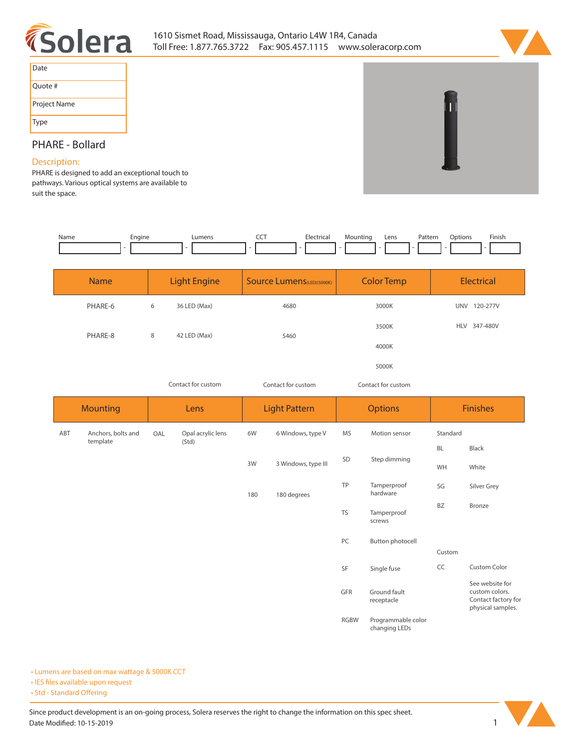1610 Sismet Road, Mississauga, Ontario L4W 1R4, Canada
Toll Free: 1.877.765.3722 Fax: 905.457.1115 www.soleracorp.com

| Date |
|---|
| Quote # |
| Project Name |
| Type |

# PHARE - Bollard

## Description:

PHARE is designed to add an exceptional touch to pathways. Various optical systems are available to suit the space.

| Name | Engine | Lumens | CCT | Electrical | Mounting | Lens | Pattern | Options | Finish |
|---|---|---|---|---|---|---|---|---|---|
| | | | | | | | | | |

| Name | Light Engine | | Source Lumens(LED)(5000K) | Color Temp | Electrical |
|---|---|---|---|---|---|
| PHARE-6 | 6 | 36 LED (Max) | 4680 | 3000K | UNV 120-277V |
| | | | | 3500K | HLV 347-480V |
| PHARE-8 | 8 | 42 LED (Max) | 5460 | 4000K | |
| | | | | 5000K | |
| | | Contact for custom | Contact for custom | Contact for custom | |

| Mounting | | Lens | | Light Pattern | | Options | | Finishes | |
|---|---|---|---|---|---|---|---|---|---|
| ABT | Anchors, bolts and template | OAL | Opal acrylic lens (Std) | 6W | 6 Windows, type V | MS | Motion sensor | Standard | |
| | | | | | | | | BL | Black |
| | | | | 3W | 3 Windows, type III | SD | Step dimming | WH | White |
| | | | | 180 | 180 degrees | TP | Tamperproof hardware | SG | Silver Grey |
| | | | | | | TS | Tamperproof screws | BZ | Bronze |
| | | | | | | PC | Button photocell | Custom | |
| | | | | | | SF | Single fuse | CC | Custom Color |
| | | | | | | GFR | Ground fault receptacle | | See website for custom colors. Contact factory for physical samples. |
| | | | | | | RGBW | Programmable color changing LEDs | | |

- Lumens are based on max wattage & 5000K CCT
- IES files available upon request
- Std - Standard Offering

Since product development is an on-going process, Solera reserves the right to change the information on this spec sheet.
Date Modified: 10-15-2019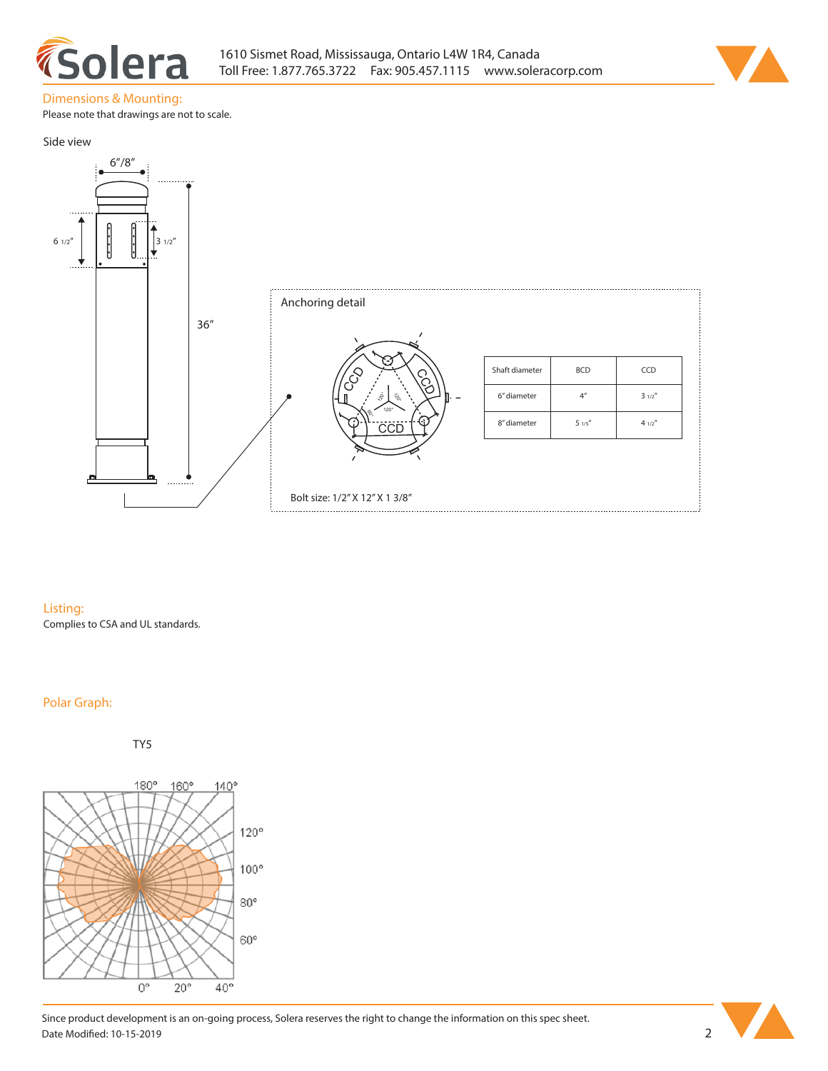## Dimensions & Mounting:

Please note that drawings are not to scale.

Side view

6"/8"

6 1/2"

3 1/2"

36"

Anchoring detail

CCD

CCD

CCD

120°

| Shaft diameter | BCD | CCD |
|---|---|---|
| 6" diameter | 4" | 3 1/2" |
| 8" diameter | 5 1/5" | 4 1/2" |

Bolt size: 1/2" X 12" X 1 3/8"

## Listing:

Complies to CSA and UL standards.

## Polar Graph:

TY5

180° 160° 140°

120°

100°

80°

60°

0° 20° 40°

Since product development is an on-going process, Solera reserves the right to change the information on this spec sheet.
Date Modified: 10-15-2019